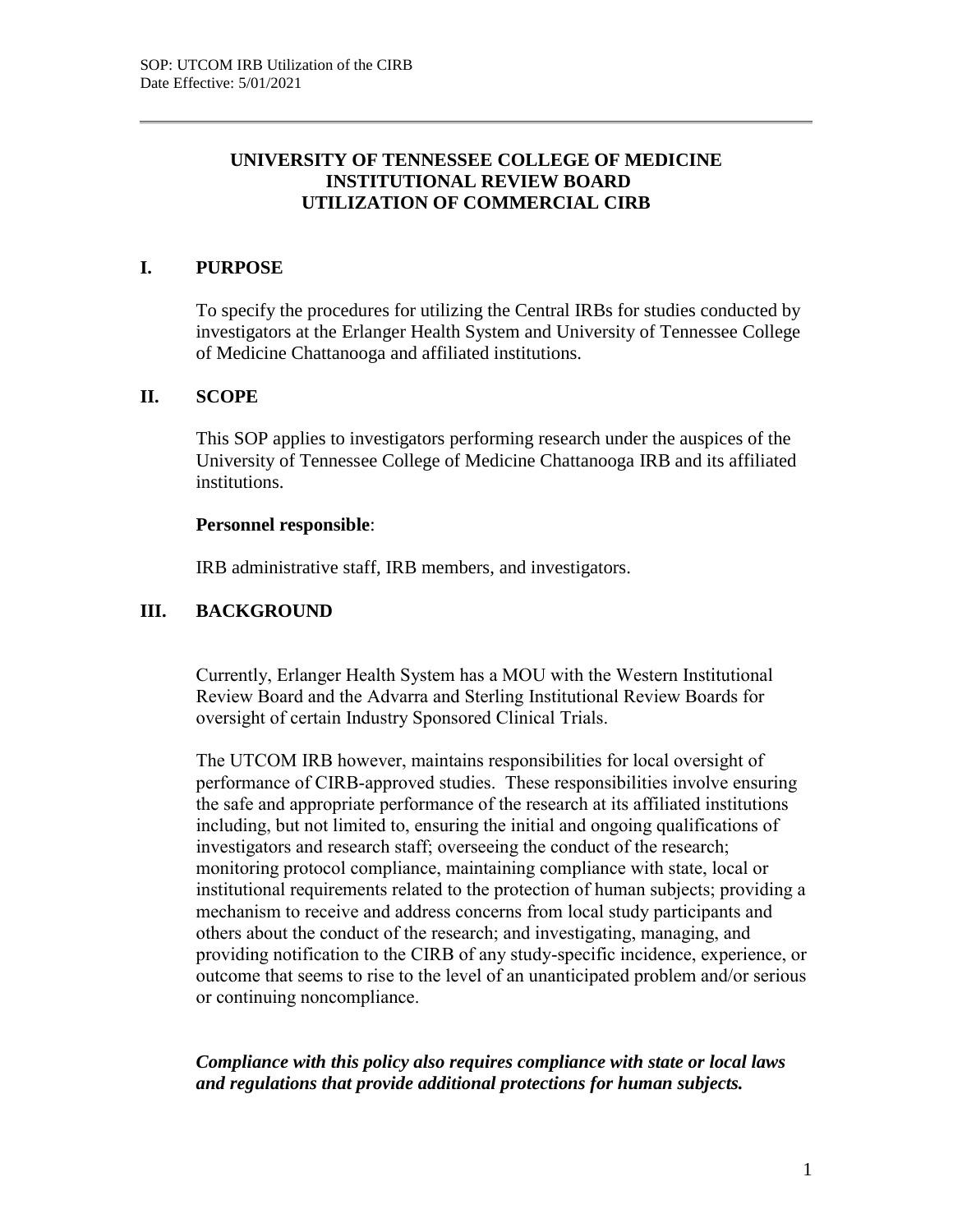# UNIVERSITY OF TENNESSEE COLLEGE OF MEDICINE INSTITUTIONAL REVIEW BOARD UTILIZATION OF COMMERCIAL CIRB

## I. PURPOSE

To specify the procedures for utilizing the Central IRBs for studies conducted by investigators at the Erlanger Health System and University of Tennessee College of Medicine Chattanooga and affiliated institutions.

## II. SCOPE

This SOP applies to investigators performing research under the auspices of the University of Tennessee College of Medicine Chattanooga IRB and its affiliated institutions.

**Personnel responsible**:

IRB administrative staff, IRB members, and investigators.

## III. BACKGROUND

Currently, Erlanger Health System has a MOU with the Western Institutional Review Board and the Advarra and Sterling Institutional Review Boards for oversight of certain Industry Sponsored Clinical Trials.

The UTCOM IRB however, maintains responsibilities for local oversight of performance of CIRB-approved studies. These responsibilities involve ensuring the safe and appropriate performance of the research at its affiliated institutions including, but not limited to, ensuring the initial and ongoing qualifications of investigators and research staff; overseeing the conduct of the research; monitoring protocol compliance, maintaining compliance with state, local or institutional requirements related to the protection of human subjects; providing a mechanism to receive and address concerns from local study participants and others about the conduct of the research; and investigating, managing, and providing notification to the CIRB of any study-specific incidence, experience, or outcome that seems to rise to the level of an unanticipated problem and/or serious or continuing noncompliance.

***Compliance with this policy also requires compliance with state or local laws and regulations that provide additional protections for human subjects.***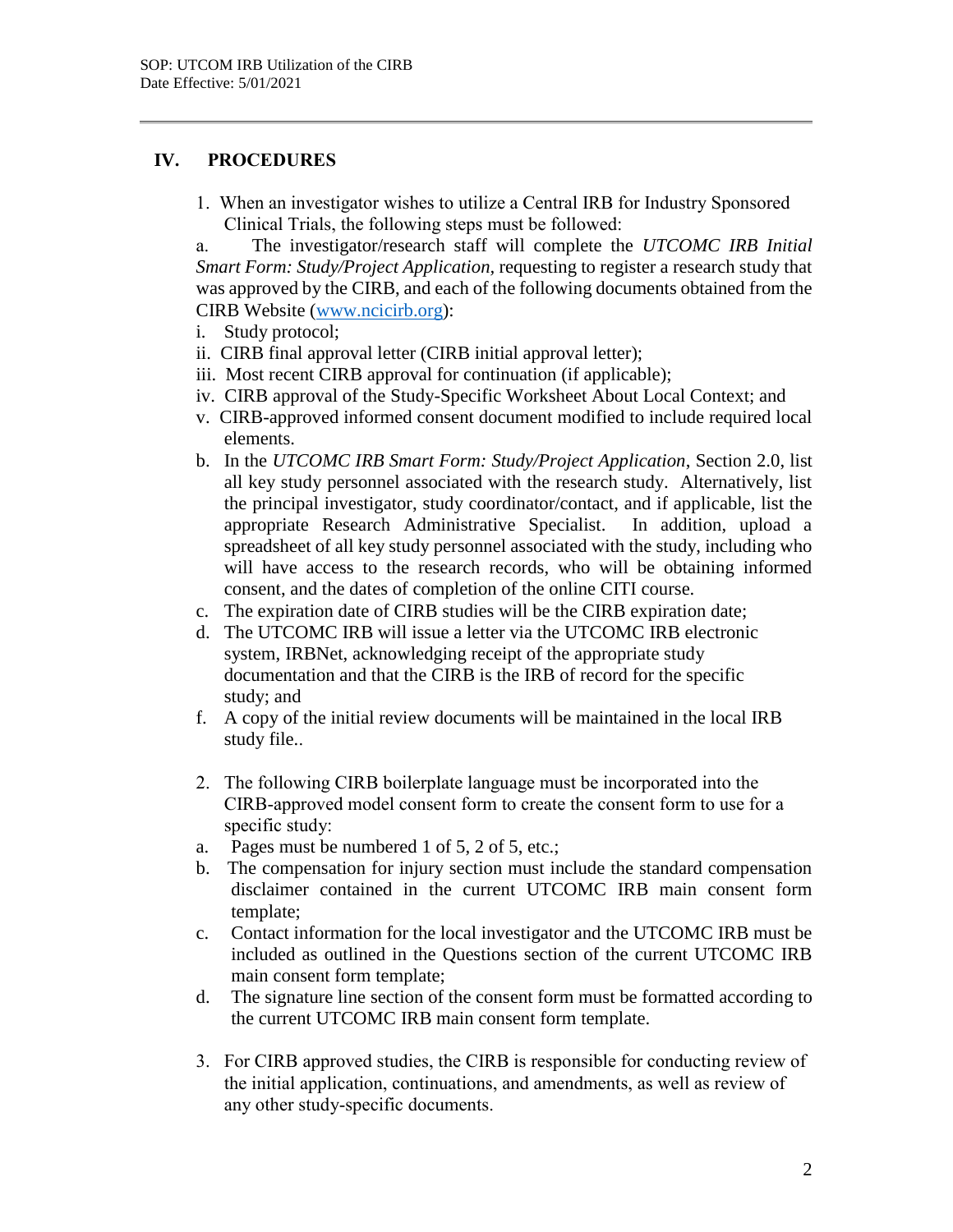## IV. PROCEDURES

1. When an investigator wishes to utilize a Central IRB for Industry Sponsored Clinical Trials, the following steps must be followed:

   a. The investigator/research staff will complete the *UTCOMC IRB Initial Smart Form: Study/Project Application,* requesting to register a research study that was approved by the CIRB, and each of the following documents obtained from the CIRB Website (www.ncicirb.org):

      i. Study protocol;
      ii. CIRB final approval letter (CIRB initial approval letter);
      iii. Most recent CIRB approval for continuation (if applicable);
      iv. CIRB approval of the Study-Specific Worksheet About Local Context; and
      v. CIRB-approved informed consent document modified to include required local elements.

   b. In the *UTCOMC IRB Smart Form: Study/Project Application*, Section 2.0, list all key study personnel associated with the research study. Alternatively, list the principal investigator, study coordinator/contact, and if applicable, list the appropriate Research Administrative Specialist. In addition, upload a spreadsheet of all key study personnel associated with the study, including who will have access to the research records, who will be obtaining informed consent, and the dates of completion of the online CITI course.

   c. The expiration date of CIRB studies will be the CIRB expiration date;

   d. The UTCOMC IRB will issue a letter via the UTCOMC IRB electronic system, IRBNet, acknowledging receipt of the appropriate study documentation and that the CIRB is the IRB of record for the specific study; and

   f. A copy of the initial review documents will be maintained in the local IRB study file..

2. The following CIRB boilerplate language must be incorporated into the CIRB-approved model consent form to create the consent form to use for a specific study:

   a. Pages must be numbered 1 of 5, 2 of 5, etc.;

   b. The compensation for injury section must include the standard compensation disclaimer contained in the current UTCOMC IRB main consent form template;

   c. Contact information for the local investigator and the UTCOMC IRB must be included as outlined in the Questions section of the current UTCOMC IRB main consent form template;

   d. The signature line section of the consent form must be formatted according to the current UTCOMC IRB main consent form template.

3. For CIRB approved studies, the CIRB is responsible for conducting review of the initial application, continuations, and amendments, as well as review of any other study-specific documents.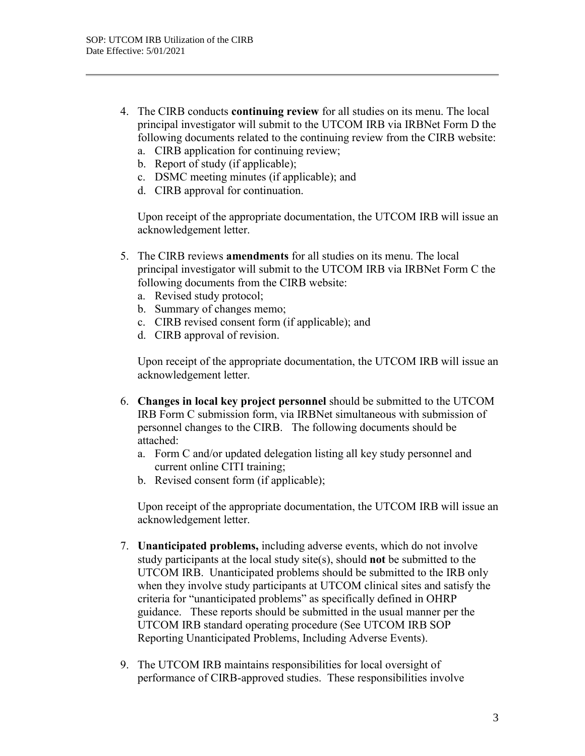4. The CIRB conducts **continuing review** for all studies on its menu. The local principal investigator will submit to the UTCOM IRB via IRBNet Form D the following documents related to the continuing review from the CIRB website:
   a. CIRB application for continuing review;
   b. Report of study (if applicable);
   c. DSMC meeting minutes (if applicable); and
   d. CIRB approval for continuation.

   Upon receipt of the appropriate documentation, the UTCOM IRB will issue an acknowledgement letter.

5. The CIRB reviews **amendments** for all studies on its menu. The local principal investigator will submit to the UTCOM IRB via IRBNet Form C the following documents from the CIRB website:
   a. Revised study protocol;
   b. Summary of changes memo;
   c. CIRB revised consent form (if applicable); and
   d. CIRB approval of revision.

   Upon receipt of the appropriate documentation, the UTCOM IRB will issue an acknowledgement letter.

6. **Changes in local key project personnel** should be submitted to the UTCOM IRB Form C submission form, via IRBNet simultaneous with submission of personnel changes to the CIRB. The following documents should be attached:
   a. Form C and/or updated delegation listing all key study personnel and current online CITI training;
   b. Revised consent form (if applicable);

   Upon receipt of the appropriate documentation, the UTCOM IRB will issue an acknowledgement letter.

7. **Unanticipated problems,** including adverse events, which do not involve study participants at the local study site(s), should **not** be submitted to the UTCOM IRB. Unanticipated problems should be submitted to the IRB only when they involve study participants at UTCOM clinical sites and satisfy the criteria for "unanticipated problems" as specifically defined in OHRP guidance. These reports should be submitted in the usual manner per the UTCOM IRB standard operating procedure (See UTCOM IRB SOP Reporting Unanticipated Problems, Including Adverse Events).

9. The UTCOM IRB maintains responsibilities for local oversight of performance of CIRB-approved studies. These responsibilities involve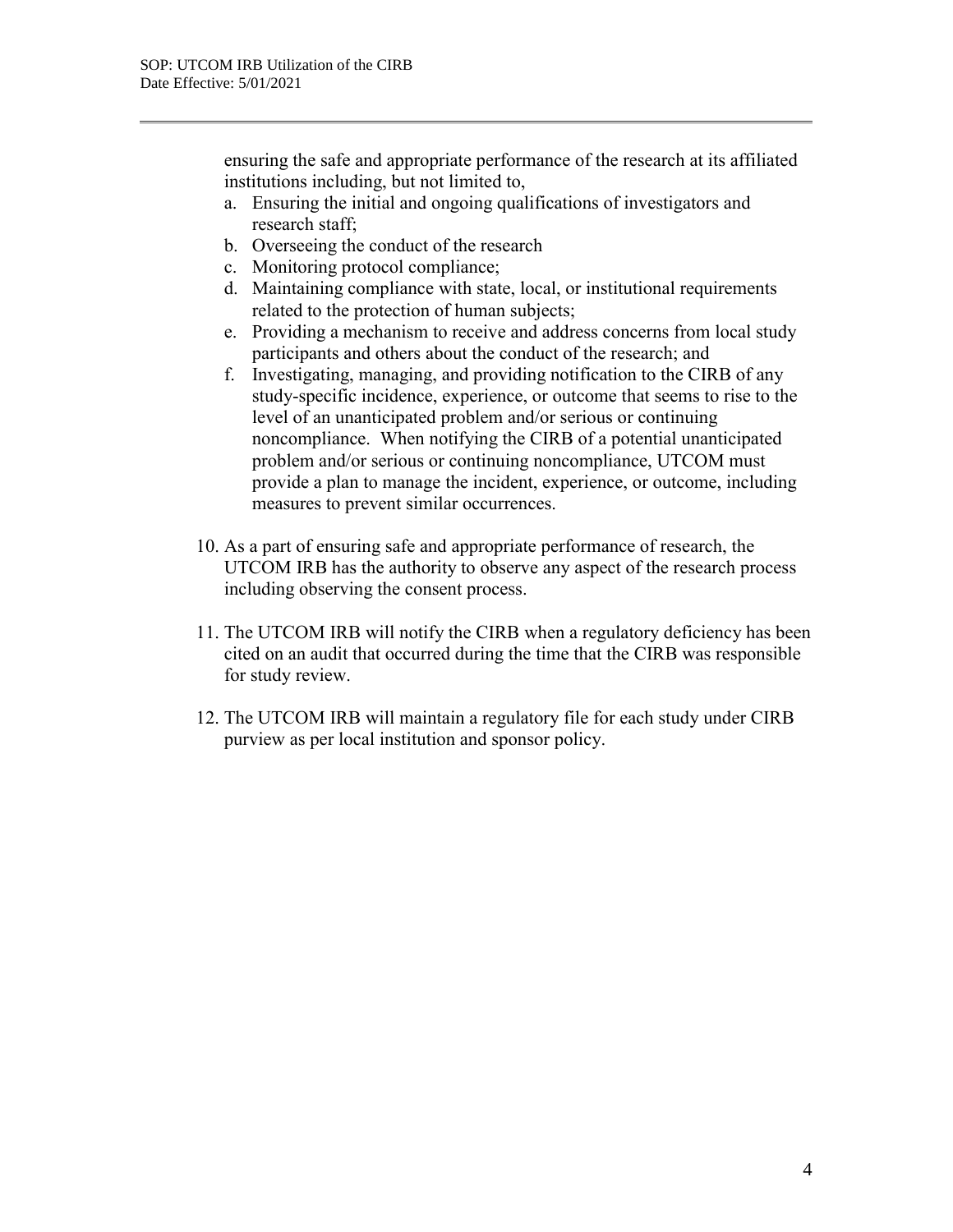ensuring the safe and appropriate performance of the research at its affiliated institutions including, but not limited to,

a. Ensuring the initial and ongoing qualifications of investigators and research staff;
b. Overseeing the conduct of the research
c. Monitoring protocol compliance;
d. Maintaining compliance with state, local, or institutional requirements related to the protection of human subjects;
e. Providing a mechanism to receive and address concerns from local study participants and others about the conduct of the research; and
f. Investigating, managing, and providing notification to the CIRB of any study-specific incidence, experience, or outcome that seems to rise to the level of an unanticipated problem and/or serious or continuing noncompliance. When notifying the CIRB of a potential unanticipated problem and/or serious or continuing noncompliance, UTCOM must provide a plan to manage the incident, experience, or outcome, including measures to prevent similar occurrences.

10. As a part of ensuring safe and appropriate performance of research, the UTCOM IRB has the authority to observe any aspect of the research process including observing the consent process.

11. The UTCOM IRB will notify the CIRB when a regulatory deficiency has been cited on an audit that occurred during the time that the CIRB was responsible for study review.

12. The UTCOM IRB will maintain a regulatory file for each study under CIRB purview as per local institution and sponsor policy.